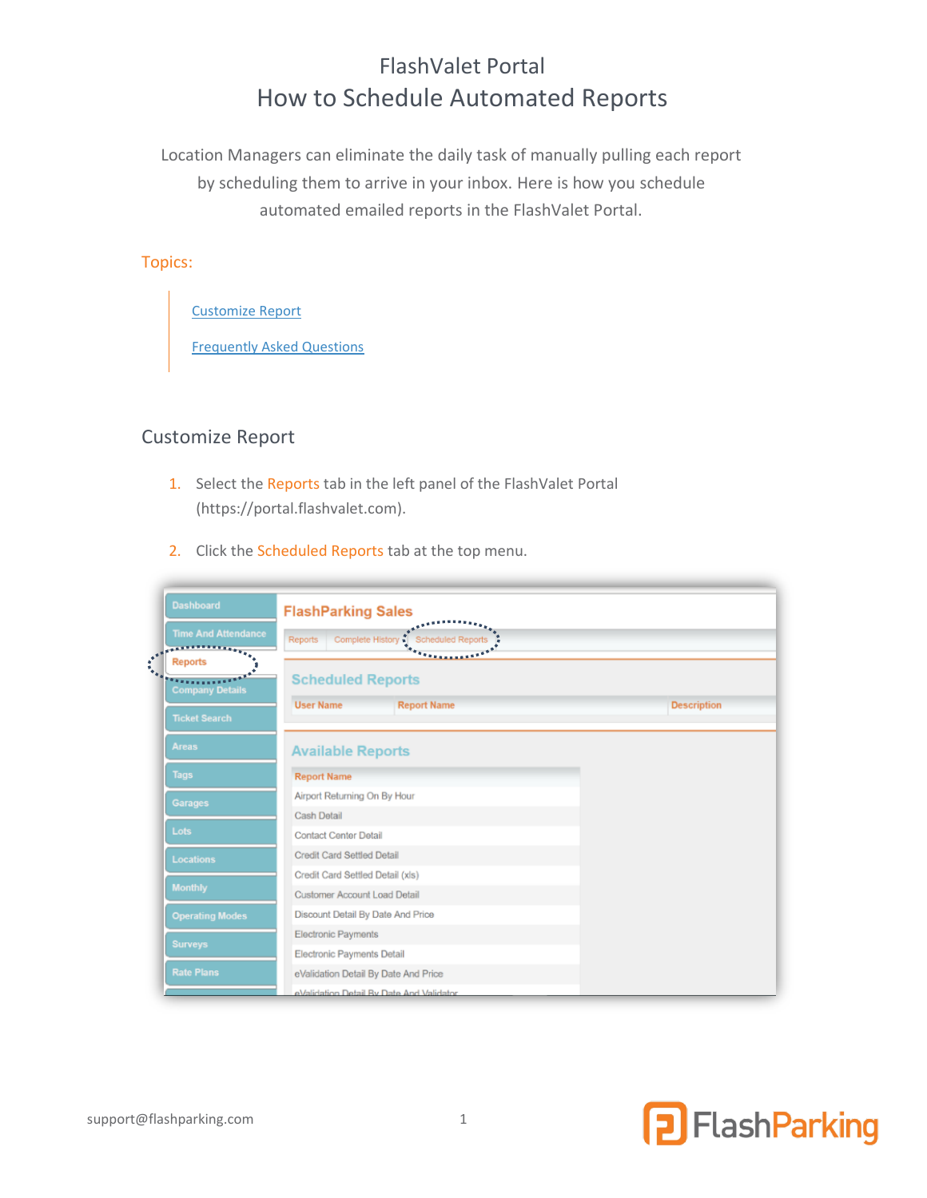# FlashValet Portal

# How to Schedule Automated Reports

Location Managers can eliminate the daily task of manually pulling each report by scheduling them to arrive in your inbox. Here is how you schedule automated emailed reports in the FlashValet Portal.

Topics:

- Customize Report
- Frequently Asked Questions

## Customize Report

1. Select the Reports tab in the left panel of the FlashValet Portal (https://portal.flashvalet.com).

2. Click the Scheduled Reports tab at the top menu.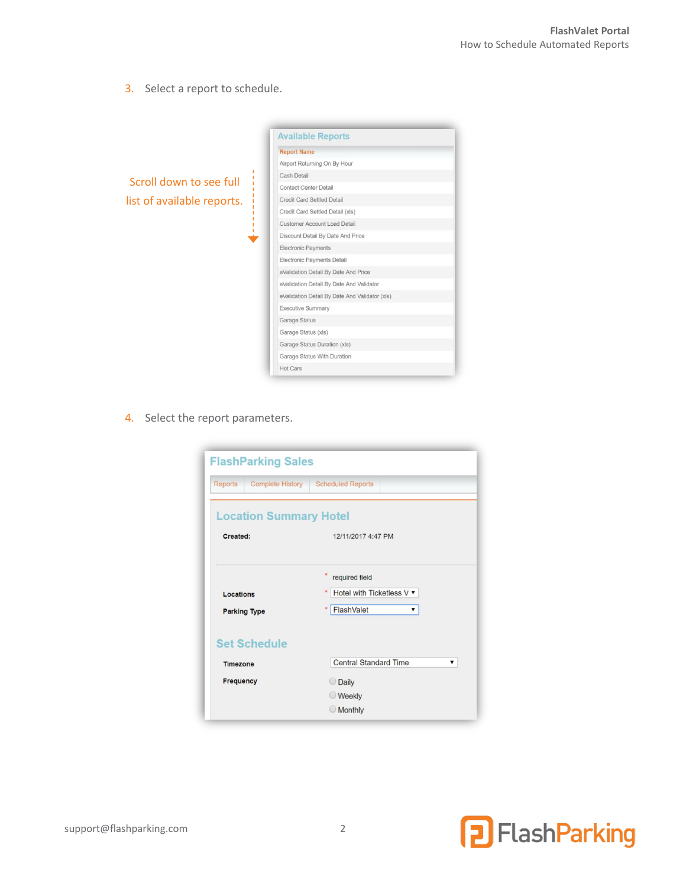3. Select a report to schedule.

Scroll down to see full list of available reports.

**Available Reports**

| Report Name |
|---|
| Airport Returning On By Hour |
| Cash Detail |
| Contact Center Detail |
| Credit Card Settled Detail |
| Credit Card Settled Detail (xls) |
| Customer Account Load Detail |
| Discount Detail By Date And Price |
| Electronic Payments |
| Electronic Payments Detail |
| eValidation Detail By Date And Price |
| eValidation Detail By Date And Validator |
| eValidation Detail By Date And Validator (xls) |
| Executive Summary |
| Garage Status |
| Garage Status (xls) |
| Garage Status Duration (xls) |
| Garage Status With Duration |
| Hot Cars |

4. Select the report parameters.

**FlashParking Sales**

Reports | Complete History | Scheduled Reports

**Location Summary Hotel**

**Created:** 12/11/2017 4:47 PM

\* required field

**Locations** \* Hotel with Ticketless V

**Parking Type** \* FlashValet

**Set Schedule**

**Timezone** Central Standard Time

**Frequency**
- Daily
- Weekly
- Monthly

support@flashparking.com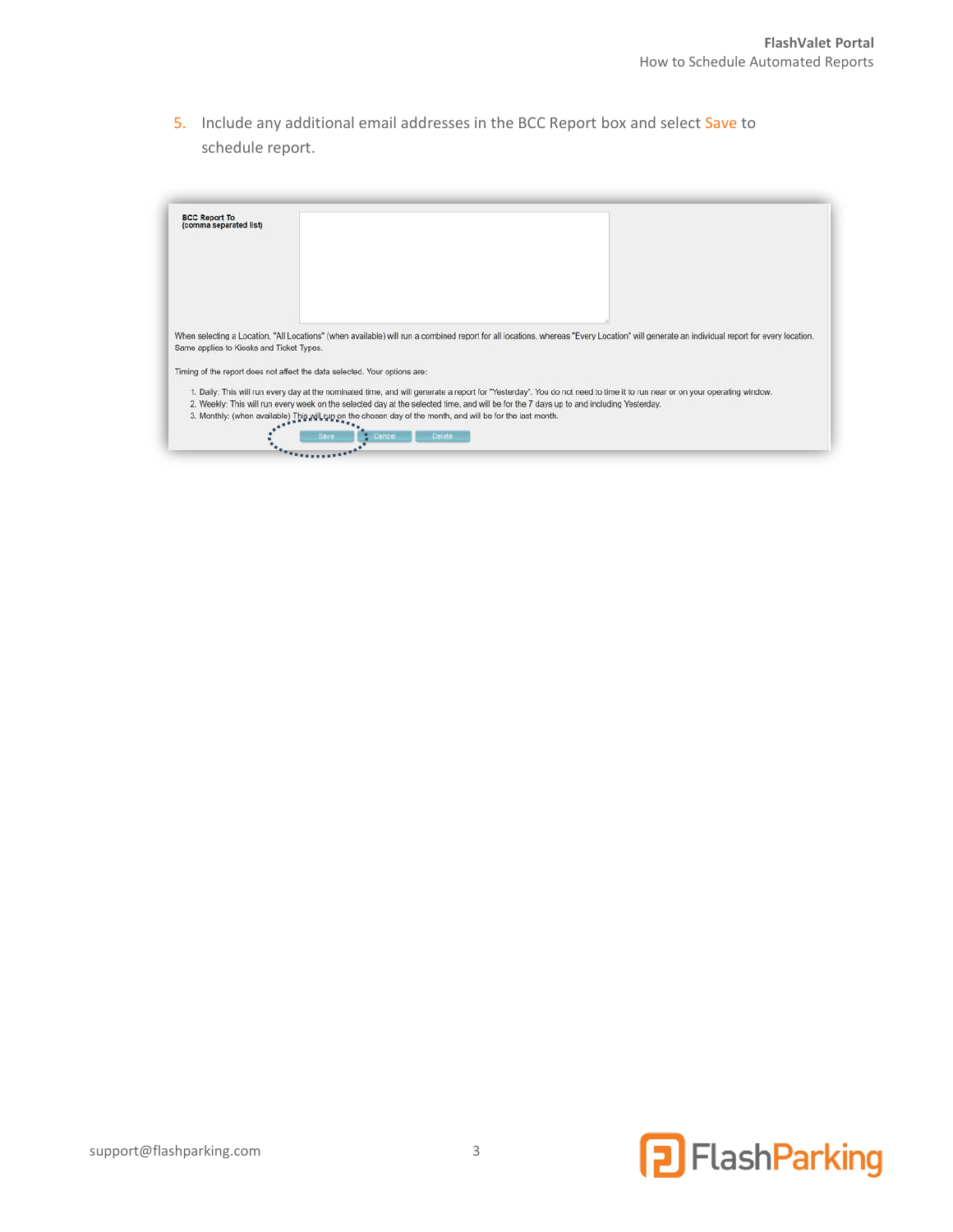5. Include any additional email addresses in the BCC Report box and select Save to schedule report.

BCC Report To
(comma separated list)

When selecting a Location, "All Locations" (when available) will run a combined report for all locations, whereas "Every Location" will generate an individual report for every location. Same applies to Kiosks and Ticket Types.

Timing of the report does not affect the data selected. Your options are:

1. Daily: This will run every day at the nominated time, and will generate a report for "Yesterday". You do not need to time it to run near or on your operating window.
2. Weekly: This will run every week on the selected day at the selected time, and will be for the 7 days up to and including Yesterday.
3. Monthly: (when available) This will run on the chosen day of the month, and will be for the last month.

Save Cancel Delete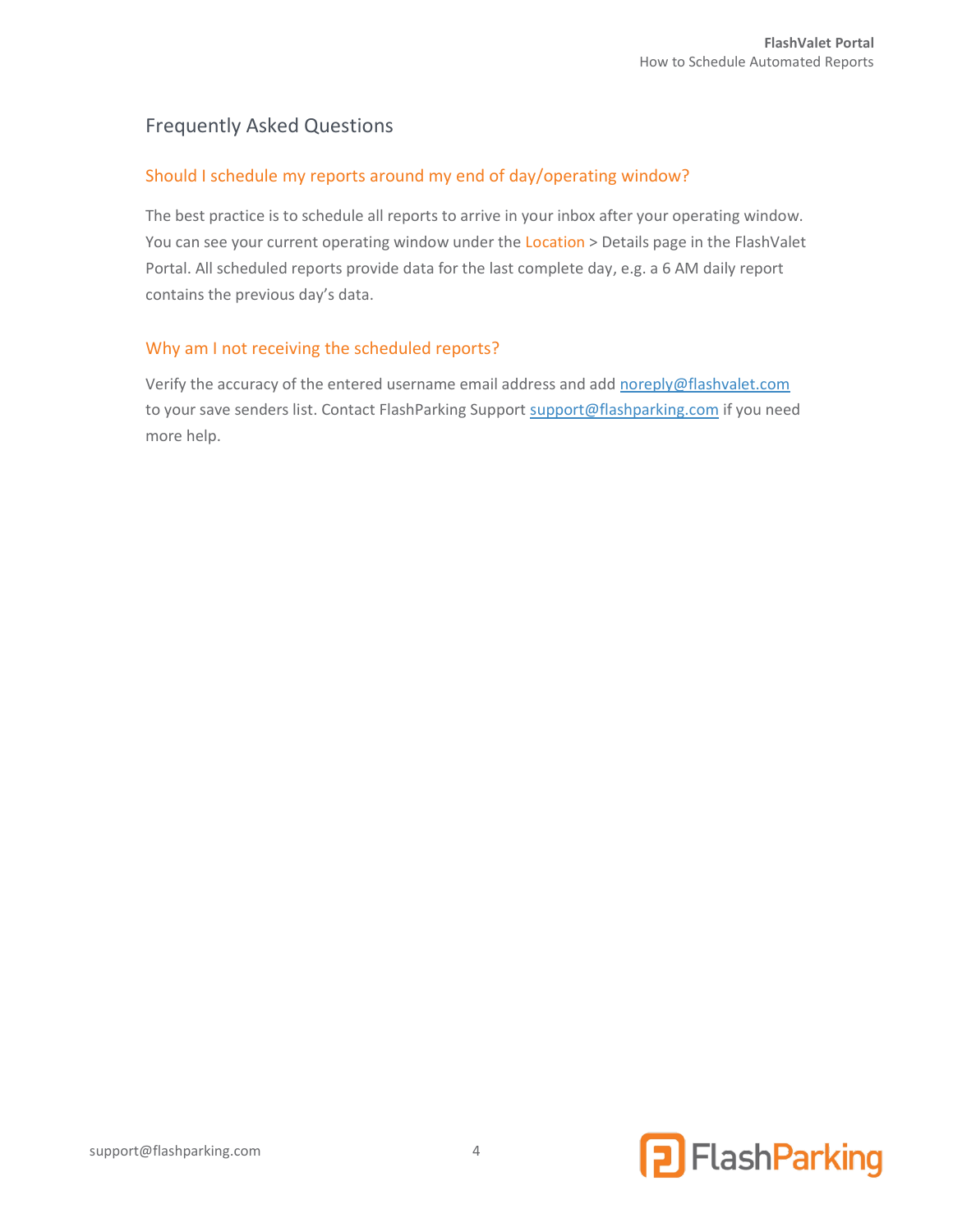## Frequently Asked Questions

### Should I schedule my reports around my end of day/operating window?

The best practice is to schedule all reports to arrive in your inbox after your operating window. You can see your current operating window under the Location > Details page in the FlashValet Portal. All scheduled reports provide data for the last complete day, e.g. a 6 AM daily report contains the previous day's data.

### Why am I not receiving the scheduled reports?

Verify the accuracy of the entered username email address and add noreply@flashvalet.com to your save senders list. Contact FlashParking Support support@flashparking.com if you need more help.